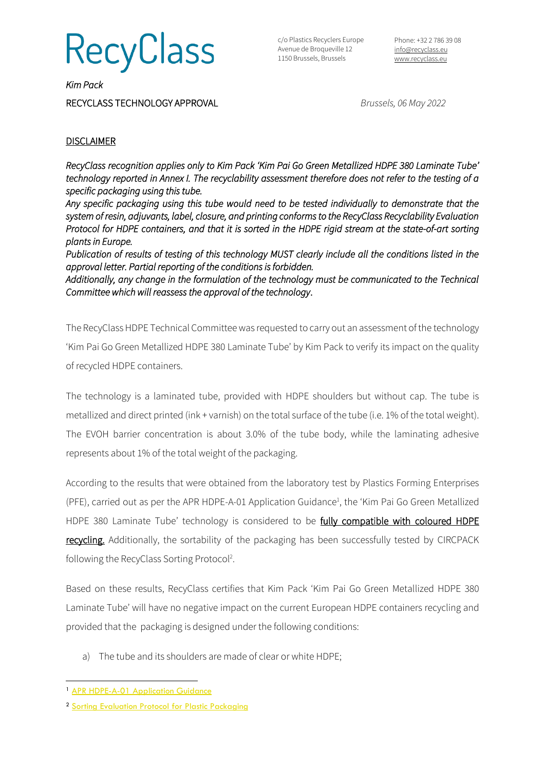# RecyClass

c/o Plastics Recyclers Europe
Avenue de Broqueville 12
1150 Brussels, Brussels

Phone: +32 2 786 39 08
info@recyclass.eu
www.recyclass.eu

*Kim Pack*

RECYCLASS TECHNOLOGY APPROVAL

*Brussels, 06 May 2022*

DISCLAIMER

*RecyClass recognition applies only to Kim Pack 'Kim Pai Go Green Metallized HDPE 380 Laminate Tube' technology reported in Annex I. The recyclability assessment therefore does not refer to the testing of a specific packaging using this tube.*

*Any specific packaging using this tube would need to be tested individually to demonstrate that the system of resin, adjuvants, label, closure, and printing conforms to the RecyClass Recyclability Evaluation Protocol for HDPE containers, and that it is sorted in the HDPE rigid stream at the state-of-art sorting plants in Europe.*

*Publication of results of testing of this technology MUST clearly include all the conditions listed in the approval letter. Partial reporting of the conditions is forbidden.*

*Additionally, any change in the formulation of the technology must be communicated to the Technical Committee which will reassess the approval of the technology.*

The RecyClass HDPE Technical Committee was requested to carry out an assessment of the technology 'Kim Pai Go Green Metallized HDPE 380 Laminate Tube' by Kim Pack to verify its impact on the quality of recycled HDPE containers.

The technology is a laminated tube, provided with HDPE shoulders but without cap. The tube is metallized and direct printed (ink + varnish) on the total surface of the tube (i.e. 1% of the total weight). The EVOH barrier concentration is about 3.0% of the tube body, while the laminating adhesive represents about 1% of the total weight of the packaging.

According to the results that were obtained from the laboratory test by Plastics Forming Enterprises (PFE), carried out as per the APR HDPE-A-01 Application Guidance[1], the 'Kim Pai Go Green Metallized HDPE 380 Laminate Tube' technology is considered to be **fully compatible with coloured HDPE recycling.** Additionally, the sortability of the packaging has been successfully tested by CIRCPACK following the RecyClass Sorting Protocol[2].

Based on these results, RecyClass certifies that Kim Pack 'Kim Pai Go Green Metallized HDPE 380 Laminate Tube' will have no negative impact on the current European HDPE containers recycling and provided that the packaging is designed under the following conditions:

a) The tube and its shoulders are made of clear or white HDPE;

[1] APR HDPE-A-01 Application Guidance

[2] Sorting Evaluation Protocol for Plastic Packaging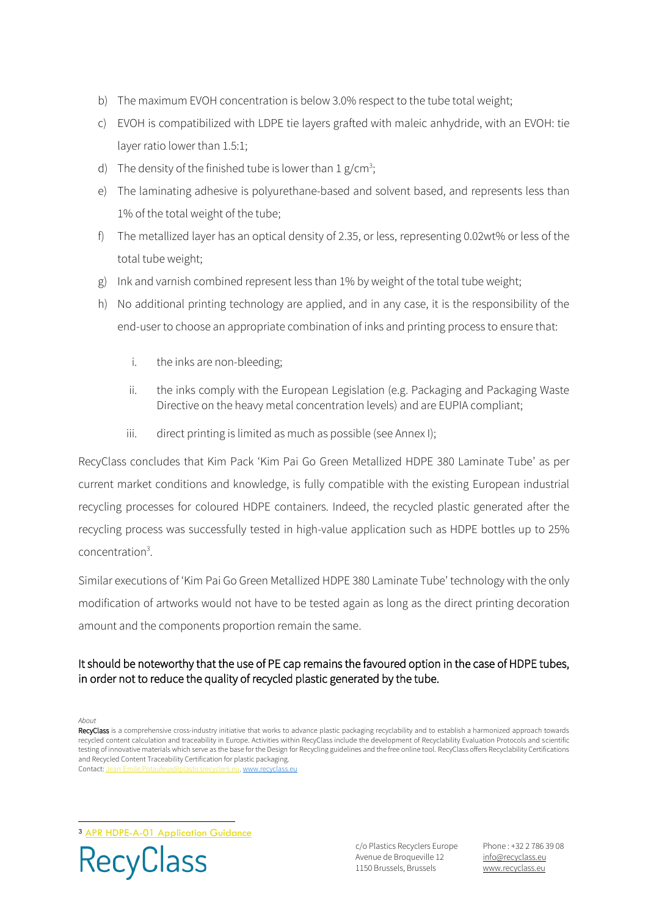b) The maximum EVOH concentration is below 3.0% respect to the tube total weight;

c) EVOH is compatibilized with LDPE tie layers grafted with maleic anhydride, with an EVOH: tie layer ratio lower than 1.5:1;

d) The density of the finished tube is lower than 1 g/cm$^3$;

e) The laminating adhesive is polyurethane-based and solvent based, and represents less than 1% of the total weight of the tube;

f) The metallized layer has an optical density of 2.35, or less, representing 0.02wt% or less of the total tube weight;

g) Ink and varnish combined represent less than 1% by weight of the total tube weight;

h) No additional printing technology are applied, and in any case, it is the responsibility of the end-user to choose an appropriate combination of inks and printing process to ensure that:

   i. the inks are non-bleeding;

   ii. the inks comply with the European Legislation (e.g. Packaging and Packaging Waste Directive on the heavy metal concentration levels) and are EUPIA compliant;

   iii. direct printing is limited as much as possible (see Annex I);

RecyClass concludes that Kim Pack 'Kim Pai Go Green Metallized HDPE 380 Laminate Tube' as per current market conditions and knowledge, is fully compatible with the existing European industrial recycling processes for coloured HDPE containers. Indeed, the recycled plastic generated after the recycling process was successfully tested in high-value application such as HDPE bottles up to 25% concentration[3].

Similar executions of 'Kim Pai Go Green Metallized HDPE 380 Laminate Tube' technology with the only modification of artworks would not have to be tested again as long as the direct printing decoration amount and the components proportion remain the same.

It should be noteworthy that the use of PE cap remains the favoured option in the case of HDPE tubes, in order not to reduce the quality of recycled plastic generated by the tube.

*About*

**RecyClass** is a comprehensive cross-industry initiative that works to advance plastic packaging recyclability and to establish a harmonized approach towards recycled content calculation and traceability in Europe. Activities within RecyClass include the development of Recyclability Evaluation Protocols and scientific testing of innovative materials which serve as the base for the Design for Recycling guidelines and the free online tool. RecyClass offers Recyclability Certifications and Recycled Content Traceability Certification for plastic packaging.

Contact: Jean-Emile.Potaufeux@plasticsrecyclers.eu, www.recyclass.eu

[3] APR HDPE-A-01 Application Guidance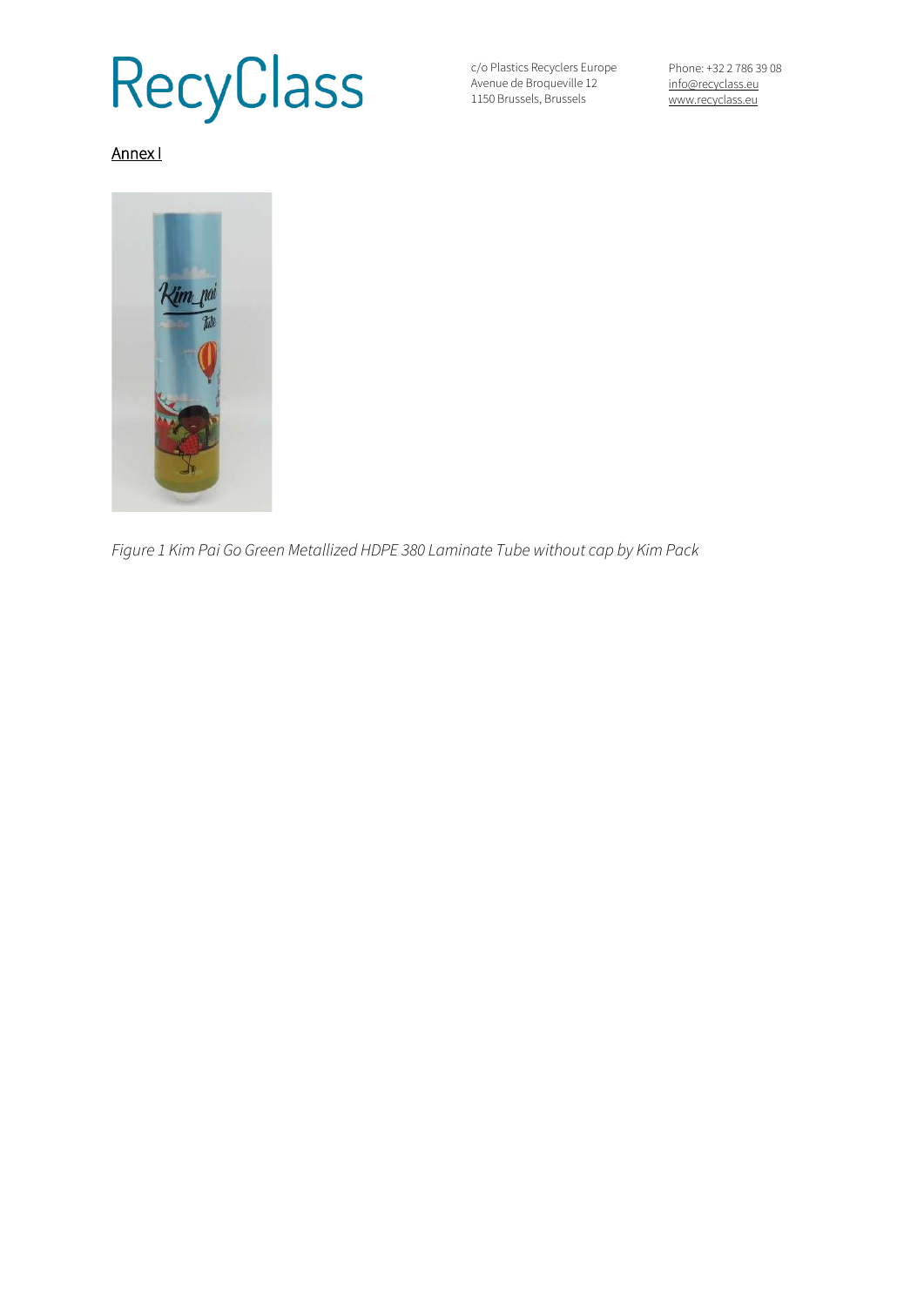Annex I

*Figure 1 Kim Pai Go Green Metallized HDPE 380 Laminate Tube without cap by Kim Pack*